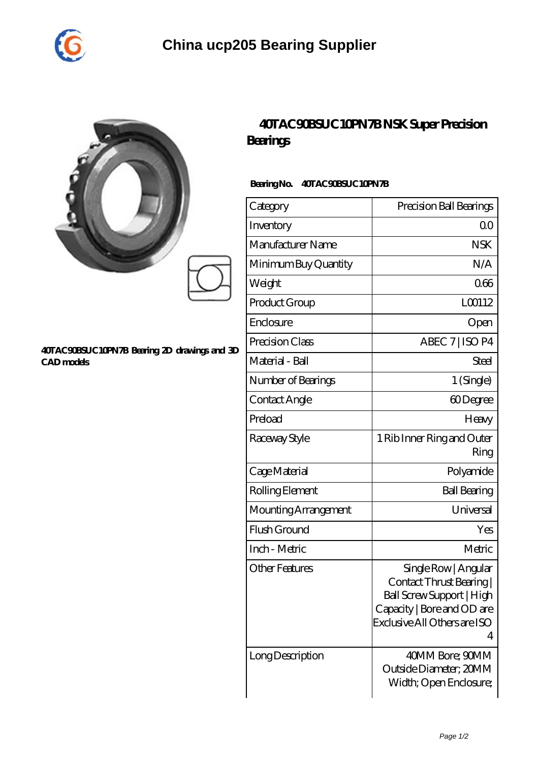# China ucp205 Bearing Supplier

40TAC90BSUC10PN7B Bearing 2D drawings and 3D CAD models

## 40TAC90BSUC10PN7B NSK Super Precision Bearings

**Bearing No.** 40TAC90BSUC10PN7B

| Category | Precision Ball Bearings |
|---|---|
| Inventory | 0.0 |
| Manufacturer Name | NSK |
| Minimum Buy Quantity | N/A |
| Weight | 0.66 |
| Product Group | L00112 |
| Enclosure | Open |
| Precision Class | ABEC 7 \| ISO P4 |
| Material - Ball | Steel |
| Number of Bearings | 1 (Single) |
| Contact Angle | 60 Degree |
| Preload | Heavy |
| Raceway Style | 1 Rib Inner Ring and Outer Ring |
| Cage Material | Polyamide |
| Rolling Element | Ball Bearing |
| Mounting Arrangement | Universal |
| Flush Ground | Yes |
| Inch - Metric | Metric |
| Other Features | Single Row \| Angular Contact Thrust Bearing \| Ball Screw Support \| High Capacity \| Bore and OD are Exclusive All Others are ISO 4 |
| Long Description | 40MM Bore; 90MM Outside Diameter; 20MM Width; Open Enclosure; |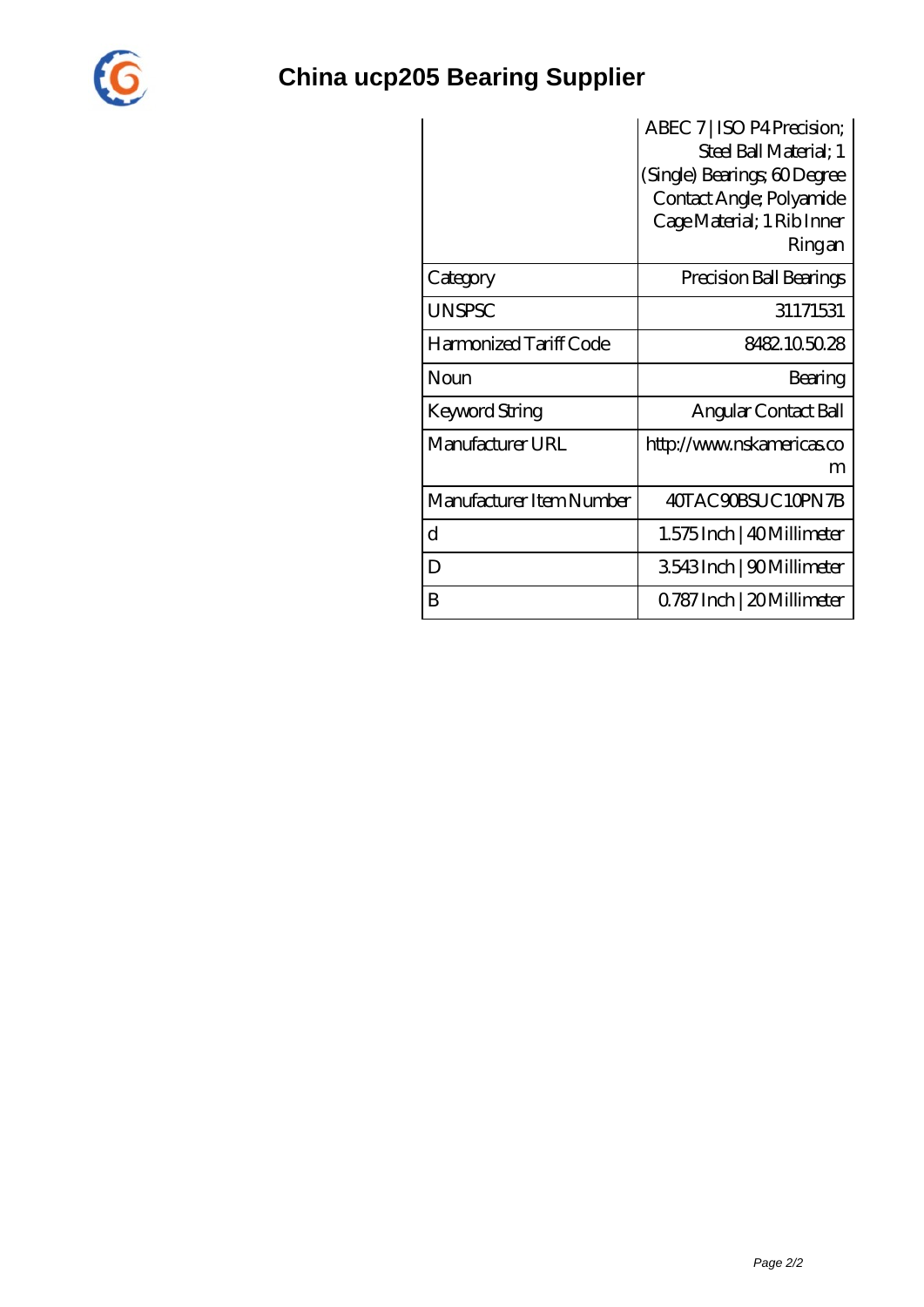# China ucp205 Bearing Supplier

| | |
|---|---|
| | ABEC 7 \| ISO P4 Precision; Steel Ball Material; 1 (Single) Bearings; 60 Degree Contact Angle; Polyamide Cage Material; 1 Rib Inner Ring an |
| Category | Precision Ball Bearings |
| UNSPSC | 31171531 |
| Harmonized Tariff Code | 8482.10.50.28 |
| Noun | Bearing |
| Keyword String | Angular Contact Ball |
| Manufacturer URL | http://www.nskamericas.com |
| Manufacturer Item Number | 40TAC90BSUC10PN7B |
| d | 1.575 Inch \| 40 Millimeter |
| D | 3.543 Inch \| 90 Millimeter |
| B | 0.787 Inch \| 20 Millimeter |